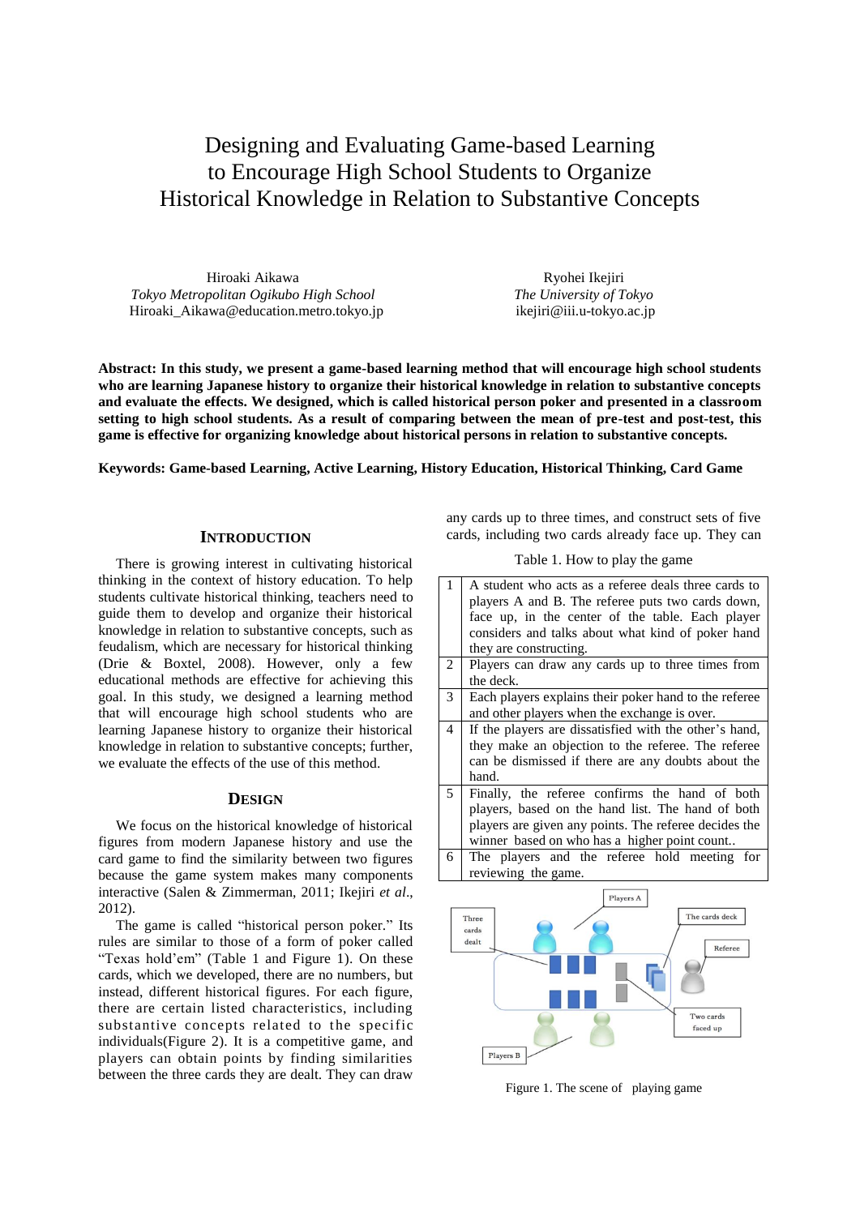# Designing and Evaluating Game-based Learning to Encourage High School Students to Organize Historical Knowledge in Relation to Substantive Concepts

Hiroaki Aikawa
*Tokyo Metropolitan Ogikubo High School*
Hiroaki_Aikawa@education.metro.tokyo.jp

Ryohei Ikejiri
*The University of Tokyo*
ikejiri@iii.u-tokyo.ac.jp

**Abstract: In this study, we present a game-based learning method that will encourage high school students who are learning Japanese history to organize their historical knowledge in relation to substantive concepts and evaluate the effects. We designed, which is called historical person poker and presented in a classroom setting to high school students. As a result of comparing between the mean of pre-test and post-test, this game is effective for organizing knowledge about historical persons in relation to substantive concepts.**

**Keywords: Game-based Learning, Active Learning, History Education, Historical Thinking, Card Game**

## Introduction

There is growing interest in cultivating historical thinking in the context of history education. To help students cultivate historical thinking, teachers need to guide them to develop and organize their historical knowledge in relation to substantive concepts, such as feudalism, which are necessary for historical thinking (Drie & Boxtel, 2008). However, only a few educational methods are effective for achieving this goal. In this study, we designed a learning method that will encourage high school students who are learning Japanese history to organize their historical knowledge in relation to substantive concepts; further, we evaluate the effects of the use of this method.

## Design

We focus on the historical knowledge of historical figures from modern Japanese history and use the card game to find the similarity between two figures because the game system makes many components interactive (Salen & Zimmerman, 2011; Ikejiri *et al*., 2012).

The game is called "historical person poker." Its rules are similar to those of a form of poker called "Texas hold'em" (Table 1 and Figure 1). On these cards, which we developed, there are no numbers, but instead, different historical figures. For each figure, there are certain listed characteristics, including substantive concepts related to the specific individuals(Figure 2). It is a competitive game, and players can obtain points by finding similarities between the three cards they are dealt. They can draw any cards up to three times, and construct sets of five cards, including two cards already face up. They can

Table 1. How to play the game

| | |
|---|---|
| 1 | A student who acts as a referee deals three cards to players A and B. The referee puts two cards down, face up, in the center of the table. Each player considers and talks about what kind of poker hand they are constructing. |
| 2 | Players can draw any cards up to three times from the deck. |
| 3 | Each players explains their poker hand to the referee and other players when the exchange is over. |
| 4 | If the players are dissatisfied with the other's hand, they make an objection to the referee. The referee can be dismissed if there are any doubts about the hand. |
| 5 | Finally, the referee confirms the hand of both players, based on the hand list. The hand of both players are given any points. The referee decides the winner based on who has a higher point count.. |
| 6 | The players and the referee hold meeting for reviewing the game. |

Figure 1. The scene of playing game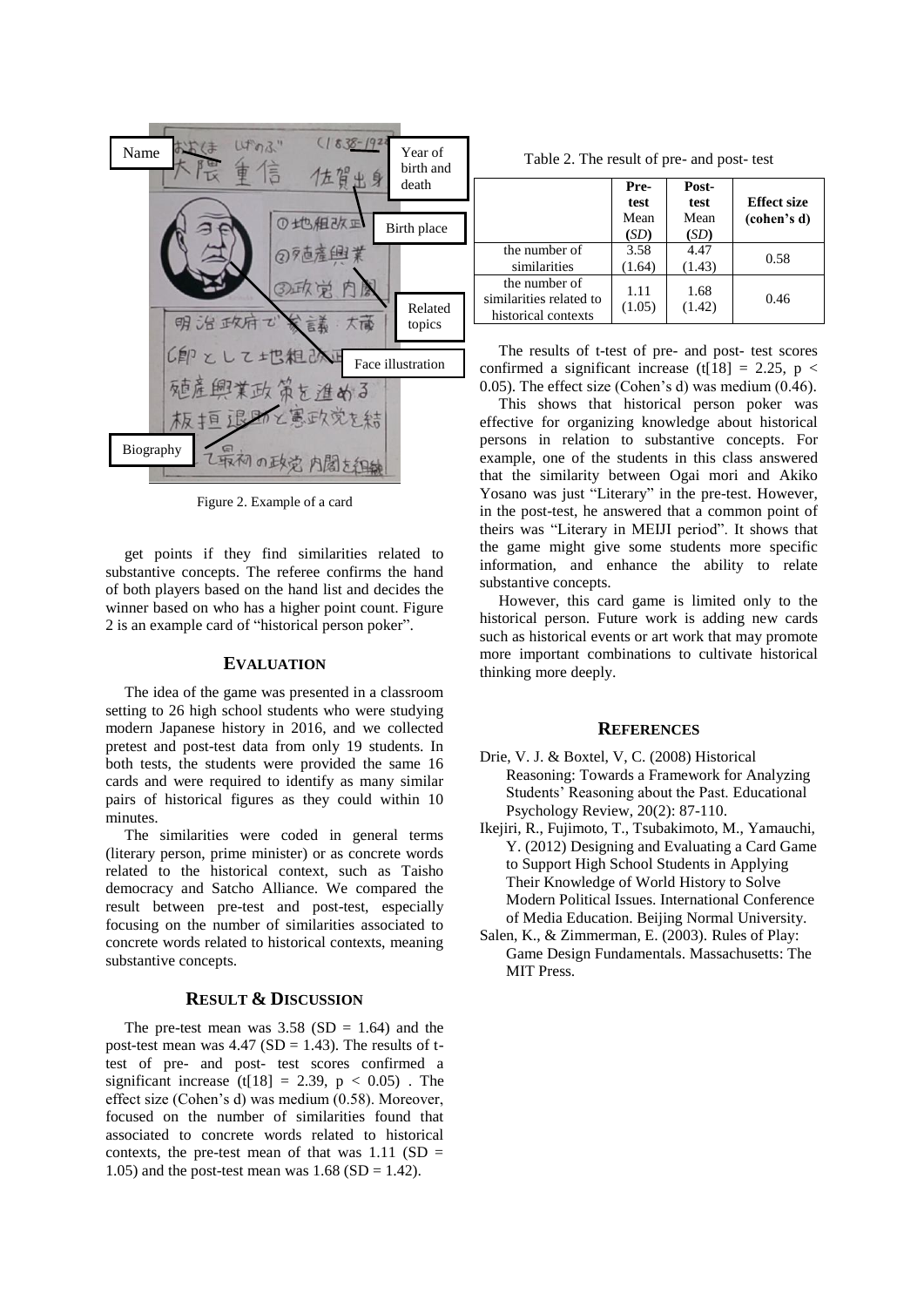Figure 2. Example of a card

get points if they find similarities related to substantive concepts. The referee confirms the hand of both players based on the hand list and decides the winner based on who has a higher point count. Figure 2 is an example card of "historical person poker".

## EVALUATION

The idea of the game was presented in a classroom setting to 26 high school students who were studying modern Japanese history in 2016, and we collected pretest and post-test data from only 19 students. In both tests, the students were provided the same 16 cards and were required to identify as many similar pairs of historical figures as they could within 10 minutes.

The similarities were coded in general terms (literary person, prime minister) or as concrete words related to the historical context, such as Taisho democracy and Satcho Alliance. We compared the result between pre-test and post-test, especially focusing on the number of similarities associated to concrete words related to historical contexts, meaning substantive concepts.

## RESULT & DISCUSSION

The pre-test mean was 3.58 (SD = 1.64) and the post-test mean was 4.47 (SD = 1.43). The results of t-test of pre- and post- test scores confirmed a significant increase ($t[18] = 2.39$, $p < 0.05$) . The effect size (Cohen's d) was medium (0.58). Moreover, focused on the number of similarities found that associated to concrete words related to historical contexts, the pre-test mean of that was 1.11 (SD = 1.05) and the post-test mean was 1.68 (SD = 1.42).

Table 2. The result of pre- and post- test

| | Pre-test Mean (*SD*) | Post-test Mean (*SD*) | Effect size (cohen's d) |
|---|---|---|---|
| the number of similarities | 3.58 (1.64) | 4.47 (1.43) | 0.58 |
| the number of similarities related to historical contexts | 1.11 (1.05) | 1.68 (1.42) | 0.46 |

The results of t-test of pre- and post- test scores confirmed a significant increase ($t[18] = 2.25$, $p < 0.05$). The effect size (Cohen's d) was medium (0.46).

This shows that historical person poker was effective for organizing knowledge about historical persons in relation to substantive concepts. For example, one of the students in this class answered that the similarity between Ogai mori and Akiko Yosano was just "Literary" in the pre-test. However, in the post-test, he answered that a common point of theirs was "Literary in MEIJI period". It shows that the game might give some students more specific information, and enhance the ability to relate substantive concepts.

However, this card game is limited only to the historical person. Future work is adding new cards such as historical events or art work that may promote more important combinations to cultivate historical thinking more deeply.

## REFERENCES

Drie, V. J. & Boxtel, V, C. (2008) Historical Reasoning: Towards a Framework for Analyzing Students' Reasoning about the Past. Educational Psychology Review, 20(2): 87-110.

Ikejiri, R., Fujimoto, T., Tsubakimoto, M., Yamauchi, Y. (2012) Designing and Evaluating a Card Game to Support High School Students in Applying Their Knowledge of World History to Solve Modern Political Issues. International Conference of Media Education. Beijing Normal University.

Salen, K., & Zimmerman, E. (2003). Rules of Play: Game Design Fundamentals. Massachusetts: The MIT Press.